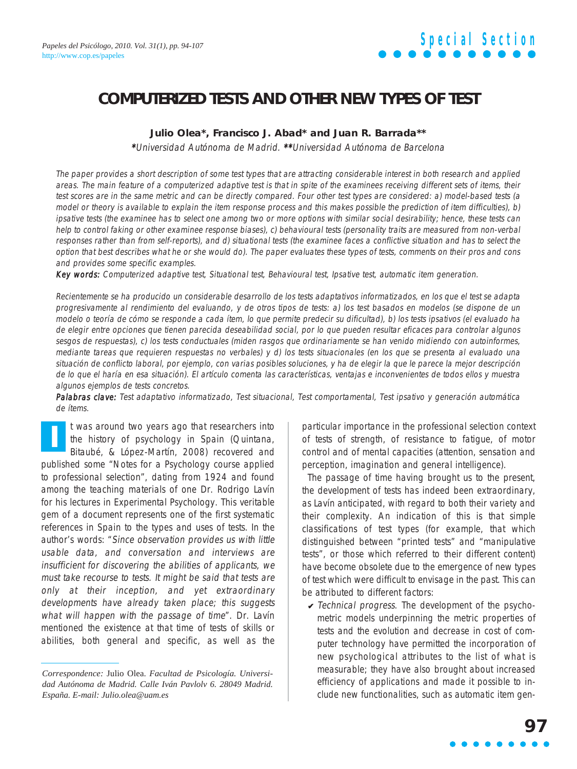# COMPUTERIZED TESTS AND OTHER NEW TYPES OF TEST

**Julio Olea\*, Francisco J. Abad\* and Juan R. Barrada\*\***

*\*Universidad Autónoma de Madrid. \*\*Universidad Autónoma de Barcelona*

*The paper provides a short description of some test types that are attracting considerable interest in both research and applied areas. The main feature of a computerized adaptive test is that in spite of the examinees receiving different sets of items, their test scores are in the same metric and can be directly compared. Four other test types are considered: a) model-based tests (a model or theory is available to explain the item response process and this makes possible the prediction of item difficulties), b) ipsative tests (the examinee has to select one among two or more options with similar social desirability; hence, these tests can help to control faking or other examinee response biases), c) behavioural tests (personality traits are measured from non-verbal responses rather than from self-reports), and d) situational tests (the examinee faces a conflictive situation and has to select the option that best describes what he or she would do). The paper evaluates these types of tests, comments on their pros and cons and provides some specific examples.*

**Key words:** *Computerized adaptive test, Situational test, Behavioural test, Ipsative test, automatic item generation.*

*Recientemente se ha producido un considerable desarrollo de los tests adaptativos informatizados, en los que el test se adapta progresivamente al rendimiento del evaluando, y de otros tipos de tests: a) los test basados en modelos (se dispone de un modelo o teoría de cómo se responde a cada ítem, lo que permite predecir su dificultad), b) los tests ipsativos (el evaluado ha de elegir entre opciones que tienen parecida deseabilidad social, por lo que pueden resultar eficaces para controlar algunos sesgos de respuestas), c) los tests conductuales (miden rasgos que ordinariamente se han venido midiendo con autoinformes, mediante tareas que requieren respuestas no verbales) y d) los tests situacionales (en los que se presenta al evaluado una situación de conflicto laboral, por ejemplo, con varias posibles soluciones, y ha de elegir la que le parece la mejor descripción de lo que el haría en esa situación). El artículo comenta las características, ventajas e inconvenientes de todos ellos y muestra algunos ejemplos de tests concretos.*

**Palabras clave:** *Test adaptativo informatizado, Test situacional, Test comportamental, Test ipsativo y generación automática de ítems.*

It was around two years ago that researchers into the history of psychology in Spain (Quintana, Bitaubé, & López-Martín, 2008) recovered and published some "Notes for a Psychology course applied to professional selection", dating from 1924 and found among the teaching materials of one Dr. Rodrigo Lavín for his lectures in Experimental Psychology. This veritable gem of a document represents one of the first systematic references in Spain to the types and uses of tests. In the author's words: "*Since observation provides us with little usable data, and conversation and interviews are insufficient for discovering the abilities of applicants, we must take recourse to tests. It might be said that tests are only at their inception, and yet extraordinary developments have already taken place; this suggests what will happen with the passage of time*". Dr. Lavín mentioned the existence at that time of tests of skills or abilities, both general and specific, as well as the particular importance in the professional selection context of tests of strength, of resistance to fatigue, of motor control and of mental capacities (attention, sensation and perception, imagination and general intelligence).

The passage of time having brought us to the present, the development of tests has indeed been extraordinary, as Lavín anticipated, with regard to both their variety and their complexity. An indication of this is that simple classifications of test types (for example, that which distinguished between "printed tests" and "manipulative tests", or those which referred to their different content) have become obsolete due to the emergence of new types of test which were difficult to envisage in the past. This can be attributed to different factors:

- ✔ *Technical progress*. The development of the psychometric models underpinning the metric properties of tests and the evolution and decrease in cost of computer technology have permitted the incorporation of new psychological attributes to the list of what is measurable; they have also brought about increased efficiency of applications and made it possible to include new functionalities, such as automatic item gen-

---

*Correspondence:* Julio Olea. *Facultad de Psicología. Universidad Autónoma de Madrid. Calle Iván Pavlolv 6. 28049 Madrid. España. E-mail: Julio.olea@uam.es*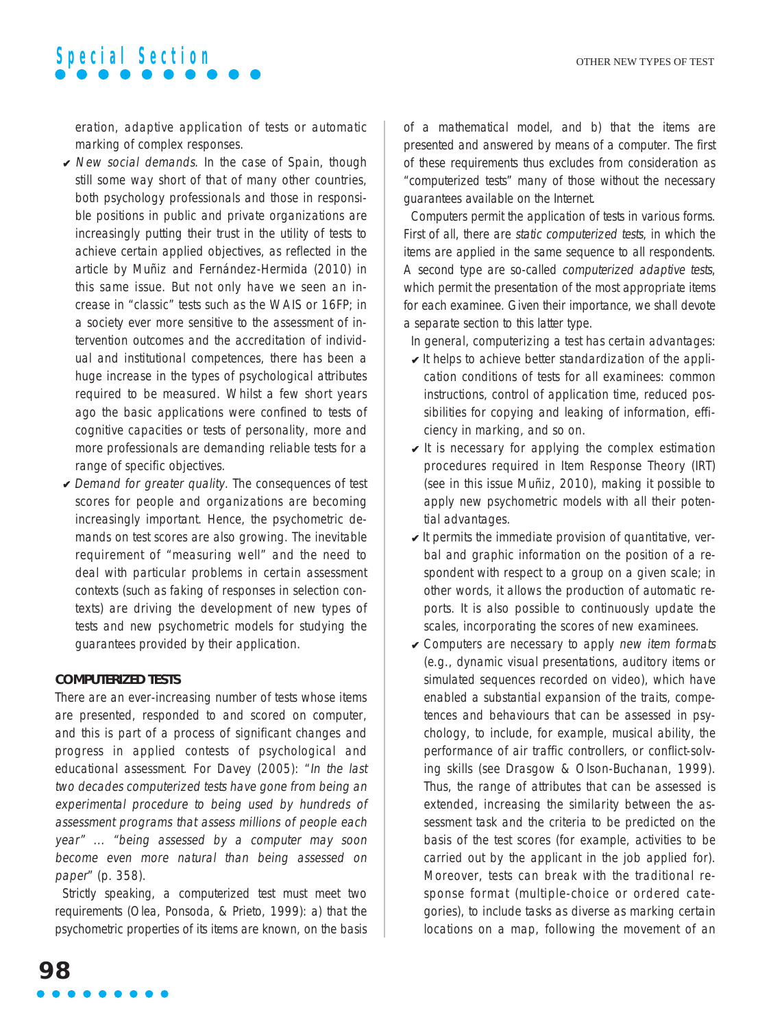eration, adaptive application of tests or automatic marking of complex responses.

- *New social demands*. In the case of Spain, though still some way short of that of many other countries, both psychology professionals and those in responsible positions in public and private organizations are increasingly putting their trust in the utility of tests to achieve certain applied objectives, as reflected in the article by Muñiz and Fernández-Hermida (2010) in this same issue. But not only have we seen an increase in "classic" tests such as the WAIS or 16FP; in a society ever more sensitive to the assessment of intervention outcomes and the accreditation of individual and institutional competences, there has been a huge increase in the types of psychological attributes required to be measured. Whilst a few short years ago the basic applications were confined to tests of cognitive capacities or tests of personality, more and more professionals are demanding reliable tests for a range of specific objectives.
- *Demand for greater quality*. The consequences of test scores for people and organizations are becoming increasingly important. Hence, the psychometric demands on test scores are also growing. The inevitable requirement of "measuring well" and the need to deal with particular problems in certain assessment contexts (such as faking of responses in selection contexts) are driving the development of new types of tests and new psychometric models for studying the guarantees provided by their application.

## COMPUTERIZED TESTS

There are an ever-increasing number of tests whose items are presented, responded to and scored on computer, and this is part of a process of significant changes and progress in applied contests of psychological and educational assessment. For Davey (2005): "*In the last two decades computerized tests have gone from being an experimental procedure to being used by hundreds of assessment programs that assess millions of people each year*" ... "*being assessed by a computer may soon become even more natural than being assessed on paper*" (p. 358).

Strictly speaking, a computerized test must meet two requirements (Olea, Ponsoda, & Prieto, 1999): a) that the psychometric properties of its items are known, on the basis of a mathematical model, and b) that the items are presented and answered by means of a computer. The first of these requirements thus excludes from consideration as "computerized tests" many of those without the necessary guarantees available on the Internet.

Computers permit the application of tests in various forms. First of all, there are *static computerized tests*, in which the items are applied in the same sequence to all respondents. A second type are so-called *computerized adaptive tests*, which permit the presentation of the most appropriate items for each examinee. Given their importance, we shall devote a separate section to this latter type.

In general, computerizing a test has certain advantages:

- It helps to achieve better standardization of the application conditions of tests for all examinees: common instructions, control of application time, reduced possibilities for copying and leaking of information, efficiency in marking, and so on.
- It is necessary for applying the complex estimation procedures required in Item Response Theory (IRT) (see in this issue Muñiz, 2010), making it possible to apply new psychometric models with all their potential advantages.
- It permits the immediate provision of quantitative, verbal and graphic information on the position of a respondent with respect to a group on a given scale; in other words, it allows the production of automatic reports. It is also possible to continuously update the scales, incorporating the scores of new examinees.
- Computers are necessary to apply *new item formats* (e.g., dynamic visual presentations, auditory items or simulated sequences recorded on video), which have enabled a substantial expansion of the traits, competences and behaviours that can be assessed in psychology, to include, for example, musical ability, the performance of air traffic controllers, or conflict-solving skills (see Drasgow & Olson-Buchanan, 1999). Thus, the range of attributes that can be assessed is extended, increasing the similarity between the assessment task and the criteria to be predicted on the basis of the test scores (for example, activities to be carried out by the applicant in the job applied for). Moreover, tests can break with the traditional response format (multiple-choice or ordered categories), to include tasks as diverse as marking certain locations on a map, following the movement of an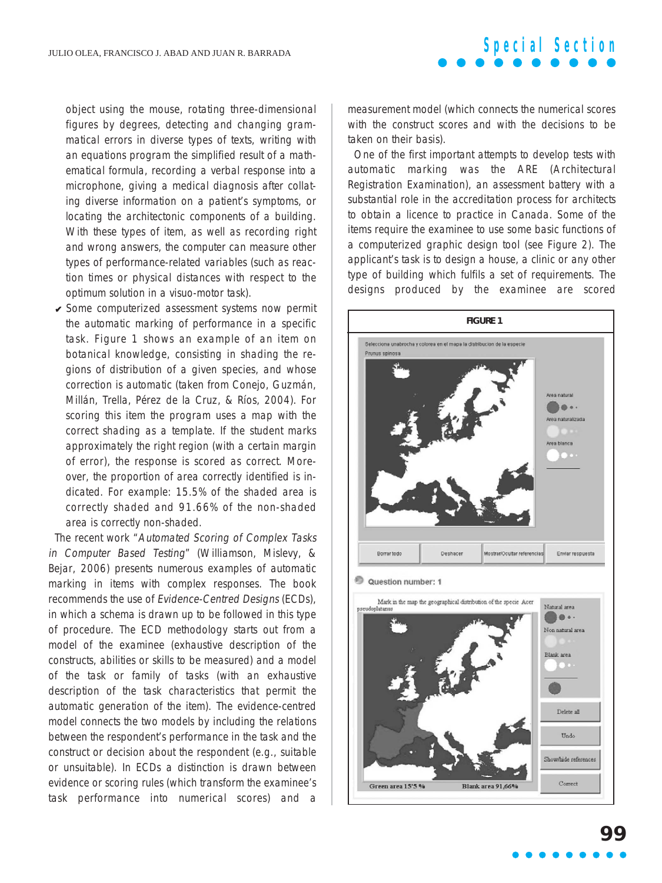object using the mouse, rotating three-dimensional figures by degrees, detecting and changing grammatical errors in diverse types of texts, writing with an equations program the simplified result of a mathematical formula, recording a verbal response into a microphone, giving a medical diagnosis after collating diverse information on a patient's symptoms, or locating the architectonic components of a building. With these types of item, as well as recording right and wrong answers, the computer can measure other types of performance-related variables (such as reaction times or physical distances with respect to the optimum solution in a visuo-motor task).

- ✔ Some computerized assessment systems now permit the automatic marking of performance in a specific task. Figure 1 shows an example of an item on botanical knowledge, consisting in shading the regions of distribution of a given species, and whose correction is automatic (taken from Conejo, Guzmán, Millán, Trella, Pérez de la Cruz, & Ríos, 2004). For scoring this item the program uses a map with the correct shading as a template. If the student marks approximately the right region (with a certain margin of error), the response is scored as correct. Moreover, the proportion of area correctly identified is indicated. For example: 15.5% of the shaded area is correctly shaded and 91.66% of the non-shaded area is correctly non-shaded.

The recent work "*Automated Scoring of Complex Tasks in Computer Based Testing*" (Williamson, Mislevy, & Bejar, 2006) presents numerous examples of automatic marking in items with complex responses. The book recommends the use of *Evidence-Centred Designs* (ECDs), in which a schema is drawn up to be followed in this type of procedure. The ECD methodology starts out from a model of the examinee (exhaustive description of the constructs, abilities or skills to be measured) and a model of the task or family of tasks (with an exhaustive description of the task characteristics that permit the automatic generation of the item). The evidence-centred model connects the two models by including the relations between the respondent's performance in the task and the construct or decision about the respondent (e.g., suitable or unsuitable). In ECDs a distinction is drawn between evidence or scoring rules (which transform the examinee's task performance into numerical scores) and a measurement model (which connects the numerical scores with the construct scores and with the decisions to be taken on their basis).

One of the first important attempts to develop tests with automatic marking was the ARE (Architectural Registration Examination), an assessment battery with a substantial role in the accreditation process for architects to obtain a licence to practice in Canada. Some of the items require the examinee to use some basic functions of a computerized graphic design tool (see Figure 2). The applicant's task is to design a house, a clinic or any other type of building which fulfils a set of requirements. The designs produced by the examinee are scored

**FIGURE 1**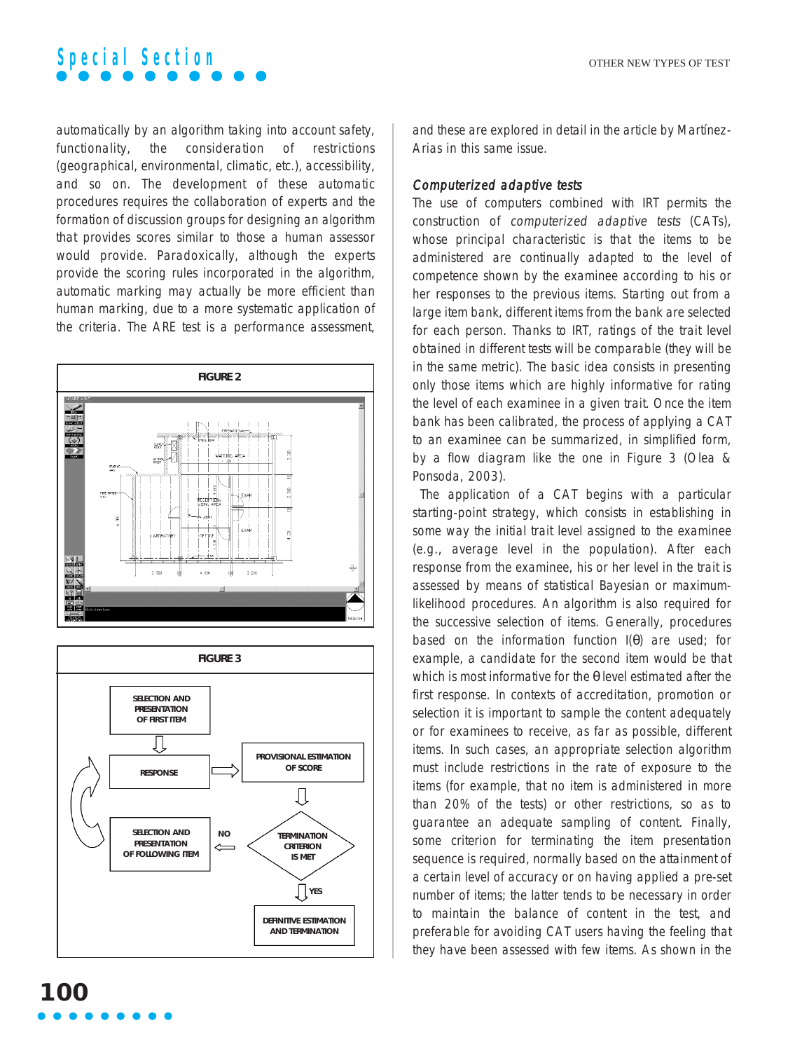automatically by an algorithm taking into account safety, functionality, the consideration of restrictions (geographical, environmental, climatic, etc.), accessibility, and so on. The development of these automatic procedures requires the collaboration of experts and the formation of discussion groups for designing an algorithm that provides scores similar to those a human assessor would provide. Paradoxically, although the experts provide the scoring rules incorporated in the algorithm, automatic marking may actually be more efficient than human marking, due to a more systematic application of the criteria. The ARE test is a performance assessment, and these are explored in detail in the article by Martínez-Arias in this same issue.

FIGURE 2

FIGURE 3

SELECTION AND PRESENTATION OF FIRST ITEM → RESPONSE → PROVISIONAL ESTIMATION OF SCORE → TERMINATION CRITERION IS MET → NO: SELECTION AND PRESENTATION OF FOLLOWING ITEM (→ RESPONSE); YES: DEFINITIVE ESTIMATION AND TERMINATION

### *Computerized adaptive tests*

The use of computers combined with IRT permits the construction of *computerized adaptive tests* (CATs), whose principal characteristic is that the items to be administered are continually adapted to the level of competence shown by the examinee according to his or her responses to the previous items. Starting out from a large item bank, different items from the bank are selected for each person. Thanks to IRT, ratings of the trait level obtained in different tests will be comparable (they will be in the same metric). The basic idea consists in presenting only those items which are highly informative for rating the level of each examinee in a given trait. Once the item bank has been calibrated, the process of applying a CAT to an examinee can be summarized, in simplified form, by a flow diagram like the one in Figure 3 (Olea & Ponsoda, 2003).

The application of a CAT begins with a particular starting-point strategy, which consists in establishing in some way the initial trait level assigned to the examinee (e.g., average level in the population). After each response from the examinee, his or her level in the trait is assessed by means of statistical Bayesian or maximum-likelihood procedures. An algorithm is also required for the successive selection of items. Generally, procedures based on the information function $I(\theta)$ are used; for example, a candidate for the second item would be that which is most informative for the $\theta$ level estimated after the first response. In contexts of accreditation, promotion or selection it is important to sample the content adequately or for examinees to receive, as far as possible, different items. In such cases, an appropriate selection algorithm must include restrictions in the rate of exposure to the items (for example, that no item is administered in more than 20% of the tests) or other restrictions, so as to guarantee an adequate sampling of content. Finally, some criterion for terminating the item presentation sequence is required, normally based on the attainment of a certain level of accuracy or on having applied a pre-set number of items; the latter tends to be necessary in order to maintain the balance of content in the test, and preferable for avoiding CAT users having the feeling that they have been assessed with few items. As shown in the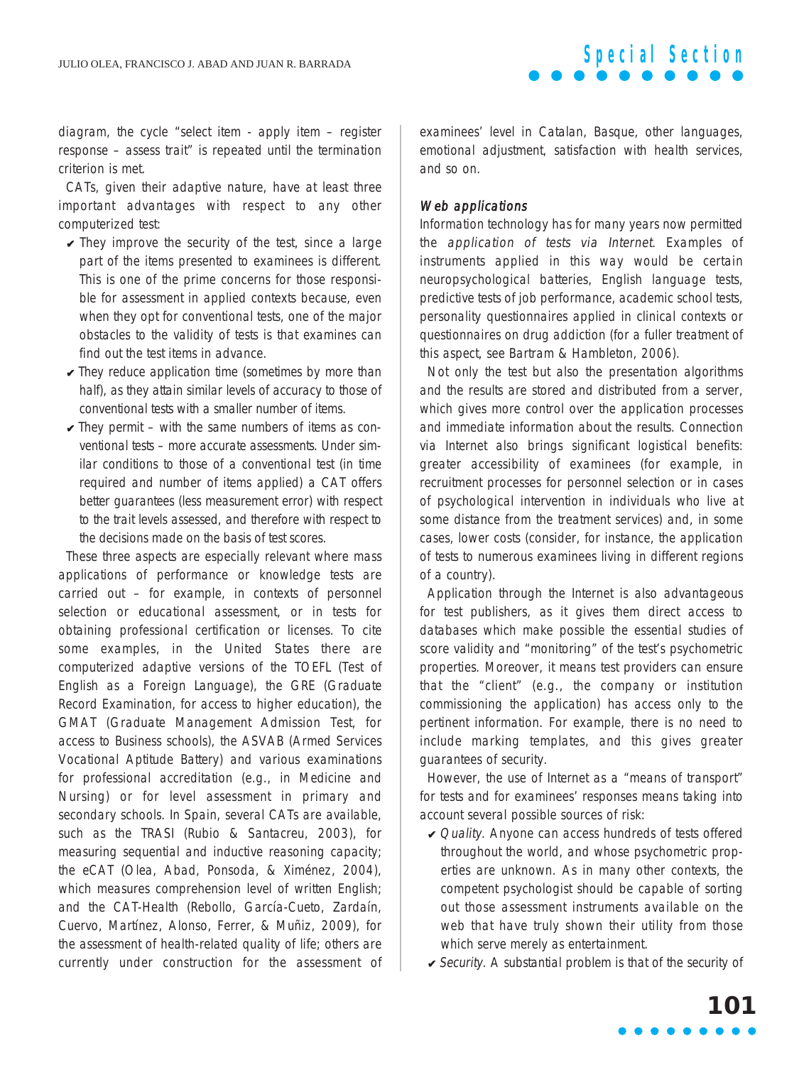diagram, the cycle "select item - apply item – register response – assess trait" is repeated until the termination criterion is met.

CATs, given their adaptive nature, have at least three important advantages with respect to any other computerized test:

- They improve the security of the test, since a large part of the items presented to examinees is different. This is one of the prime concerns for those responsible for assessment in applied contexts because, even when they opt for conventional tests, one of the major obstacles to the validity of tests is that examines can find out the test items in advance.
- They reduce application time (sometimes by more than half), as they attain similar levels of accuracy to those of conventional tests with a smaller number of items.
- They permit – with the same numbers of items as conventional tests – more accurate assessments. Under similar conditions to those of a conventional test (in time required and number of items applied) a CAT offers better guarantees (less measurement error) with respect to the trait levels assessed, and therefore with respect to the decisions made on the basis of test scores.

These three aspects are especially relevant where mass applications of performance or knowledge tests are carried out – for example, in contexts of personnel selection or educational assessment, or in tests for obtaining professional certification or licenses. To cite some examples, in the United States there are computerized adaptive versions of the TOEFL (Test of English as a Foreign Language), the GRE (Graduate Record Examination, for access to higher education), the GMAT (Graduate Management Admission Test, for access to Business schools), the ASVAB (Armed Services Vocational Aptitude Battery) and various examinations for professional accreditation (e.g., in Medicine and Nursing) or for level assessment in primary and secondary schools. In Spain, several CATs are available, such as the TRASI (Rubio & Santacreu, 2003), for measuring sequential and inductive reasoning capacity; the eCAT (Olea, Abad, Ponsoda, & Ximénez, 2004), which measures comprehension level of written English; and the CAT-Health (Rebollo, García-Cueto, Zardaín, Cuervo, Martínez, Alonso, Ferrer, & Muñiz, 2009), for the assessment of health-related quality of life; others are currently under construction for the assessment of examinees' level in Catalan, Basque, other languages, emotional adjustment, satisfaction with health services, and so on.

### Web applications

Information technology has for many years now permitted the *application of tests via Internet*. Examples of instruments applied in this way would be certain neuropsychological batteries, English language tests, predictive tests of job performance, academic school tests, personality questionnaires applied in clinical contexts or questionnaires on drug addiction (for a fuller treatment of this aspect, see Bartram & Hambleton, 2006).

Not only the test but also the presentation algorithms and the results are stored and distributed from a server, which gives more control over the application processes and immediate information about the results. Connection via Internet also brings significant logistical benefits: greater accessibility of examinees (for example, in recruitment processes for personnel selection or in cases of psychological intervention in individuals who live at some distance from the treatment services) and, in some cases, lower costs (consider, for instance, the application of tests to numerous examinees living in different regions of a country).

Application through the Internet is also advantageous for test publishers, as it gives them direct access to databases which make possible the essential studies of score validity and "monitoring" of the test's psychometric properties. Moreover, it means test providers can ensure that the "client" (e.g., the company or institution commissioning the application) has access only to the pertinent information. For example, there is no need to include marking templates, and this gives greater guarantees of security.

However, the use of Internet as a "means of transport" for tests and for examinees' responses means taking into account several possible sources of risk:

- *Quality*. Anyone can access hundreds of tests offered throughout the world, and whose psychometric properties are unknown. As in many other contexts, the competent psychologist should be capable of sorting out those assessment instruments available on the web that have truly shown their utility from those which serve merely as entertainment.
- *Security*. A substantial problem is that of the security of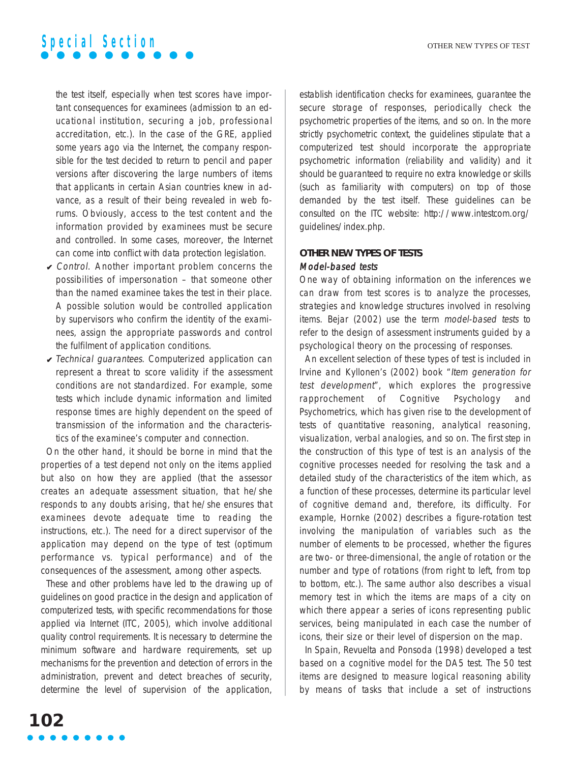the test itself, especially when test scores have important consequences for examinees (admission to an educational institution, securing a job, professional accreditation, etc.). In the case of the GRE, applied some years ago via the Internet, the company responsible for the test decided to return to pencil and paper versions after discovering the large numbers of items that applicants in certain Asian countries knew in advance, as a result of their being revealed in web forums. Obviously, access to the test content and the information provided by examinees must be secure and controlled. In some cases, moreover, the Internet can come into conflict with data protection legislation.

- *Control*. Another important problem concerns the possibilities of impersonation – that someone other than the named examinee takes the test in their place. A possible solution would be controlled application by supervisors who confirm the identity of the examinees, assign the appropriate passwords and control the fulfilment of application conditions.
- *Technical guarantees*. Computerized application can represent a threat to score validity if the assessment conditions are not standardized. For example, some tests which include dynamic information and limited response times are highly dependent on the speed of transmission of the information and the characteristics of the examinee's computer and connection.

On the other hand, it should be borne in mind that the properties of a test depend not only on the items applied but also on how they are applied (that the assessor creates an adequate assessment situation, that he/she responds to any doubts arising, that he/she ensures that examinees devote adequate time to reading the instructions, etc.). The need for a direct supervisor of the application may depend on the type of test (optimum performance vs. typical performance) and of the consequences of the assessment, among other aspects.

These and other problems have led to the drawing up of guidelines on good practice in the design and application of computerized tests, with specific recommendations for those applied via Internet (ITC, 2005), which involve additional quality control requirements. It is necessary to determine the minimum software and hardware requirements, set up mechanisms for the prevention and detection of errors in the administration, prevent and detect breaches of security, determine the level of supervision of the application, establish identification checks for examinees, guarantee the secure storage of responses, periodically check the psychometric properties of the items, and so on. In the more strictly psychometric context, the guidelines stipulate that a computerized test should incorporate the appropriate psychometric information (reliability and validity) and it should be guaranteed to require no extra knowledge or skills (such as familiarity with computers) on top of those demanded by the test itself. These guidelines can be consulted on the ITC website: http://www.intestcom.org/guidelines/index.php.

## OTHER NEW TYPES OF TESTS

### *Model-based tests*

One way of obtaining information on the inferences we can draw from test scores is to analyze the processes, strategies and knowledge structures involved in resolving items. Bejar (2002) use the term *model-based tests* to refer to the design of assessment instruments guided by a psychological theory on the processing of responses.

An excellent selection of these types of test is included in Irvine and Kyllonen's (2002) book "*Item generation for test development*", which explores the progressive rapprochement of Cognitive Psychology and Psychometrics, which has given rise to the development of tests of quantitative reasoning, analytical reasoning, visualization, verbal analogies, and so on. The first step in the construction of this type of test is an analysis of the cognitive processes needed for resolving the task and a detailed study of the characteristics of the item which, as a function of these processes, determine its particular level of cognitive demand and, therefore, its difficulty. For example, Hornke (2002) describes a figure-rotation test involving the manipulation of variables such as the number of elements to be processed, whether the figures are two- or three-dimensional, the angle of rotation or the number and type of rotations (from right to left, from top to bottom, etc.). The same author also describes a visual memory test in which the items are maps of a city on which there appear a series of icons representing public services, being manipulated in each case the number of icons, their size or their level of dispersion on the map.

In Spain, Revuelta and Ponsoda (1998) developed a test based on a cognitive model for the DA5 test. The 50 test items are designed to measure logical reasoning ability by means of tasks that include a set of instructions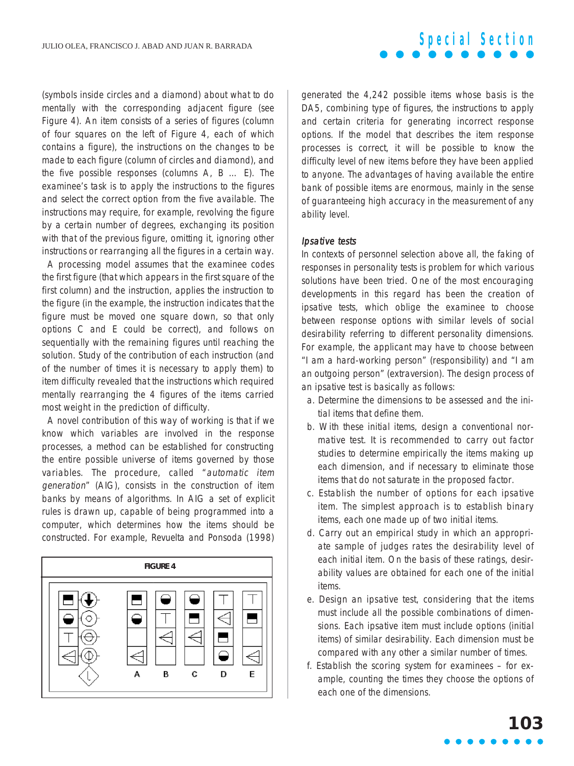(symbols inside circles and a diamond) about what to do mentally with the corresponding adjacent figure (see Figure 4). An item consists of a series of figures (column of four squares on the left of Figure 4, each of which contains a figure), the instructions on the changes to be made to each figure (column of circles and diamond), and the five possible responses (columns A, B ... E). The examinee's task is to apply the instructions to the figures and select the correct option from the five available. The instructions may require, for example, revolving the figure by a certain number of degrees, exchanging its position with that of the previous figure, omitting it, ignoring other instructions or rearranging all the figures in a certain way.

A processing model assumes that the examinee codes the first figure (that which appears in the first square of the first column) and the instruction, applies the instruction to the figure (in the example, the instruction indicates that the figure must be moved one square down, so that only options C and E could be correct), and follows on sequentially with the remaining figures until reaching the solution. Study of the contribution of each instruction (and of the number of times it is necessary to apply them) to item difficulty revealed that the instructions which required mentally rearranging the 4 figures of the items carried most weight in the prediction of difficulty.

A novel contribution of this way of working is that if we know which variables are involved in the response processes, a method can be established for constructing the entire possible universe of items governed by those variables. The procedure, called "*automatic item generation*" (AIG), consists in the construction of item banks by means of algorithms. In AIG a set of explicit rules is drawn up, capable of being programmed into a computer, which determines how the items should be constructed. For example, Revuelta and Ponsoda (1998)

**FIGURE 4**

A B C D E

generated the 4,242 possible items whose basis is the DA5, combining type of figures, the instructions to apply and certain criteria for generating incorrect response options. If the model that describes the item response processes is correct, it will be possible to know the difficulty level of new items before they have been applied to anyone. The advantages of having available the entire bank of possible items are enormous, mainly in the sense of guaranteeing high accuracy in the measurement of any ability level.

### *Ipsative tests*

In contexts of personnel selection above all, the faking of responses in personality tests is problem for which various solutions have been tried. One of the most encouraging developments in this regard has been the creation of ipsative tests, which oblige the examinee to choose between response options with similar levels of social desirability referring to different personality dimensions. For example, the applicant may have to choose between "I am a hard-working person" (responsibility) and "I am an outgoing person" (extraversion). The design process of an ipsative test is basically as follows:

a. Determine the dimensions to be assessed and the initial items that define them.
b. With these initial items, design a conventional normative test. It is recommended to carry out factor studies to determine empirically the items making up each dimension, and if necessary to eliminate those items that do not saturate in the proposed factor.
c. Establish the number of options for each ipsative item. The simplest approach is to establish binary items, each one made up of two initial items.
d. Carry out an empirical study in which an appropriate sample of judges rates the desirability level of each initial item. On the basis of these ratings, desirability values are obtained for each one of the initial items.
e. Design an ipsative test, considering that the items must include all the possible combinations of dimensions. Each ipsative item must include options (initial items) of similar desirability. Each dimension must be compared with any other a similar number of times.
f. Establish the scoring system for examinees – for example, counting the times they choose the options of each one of the dimensions.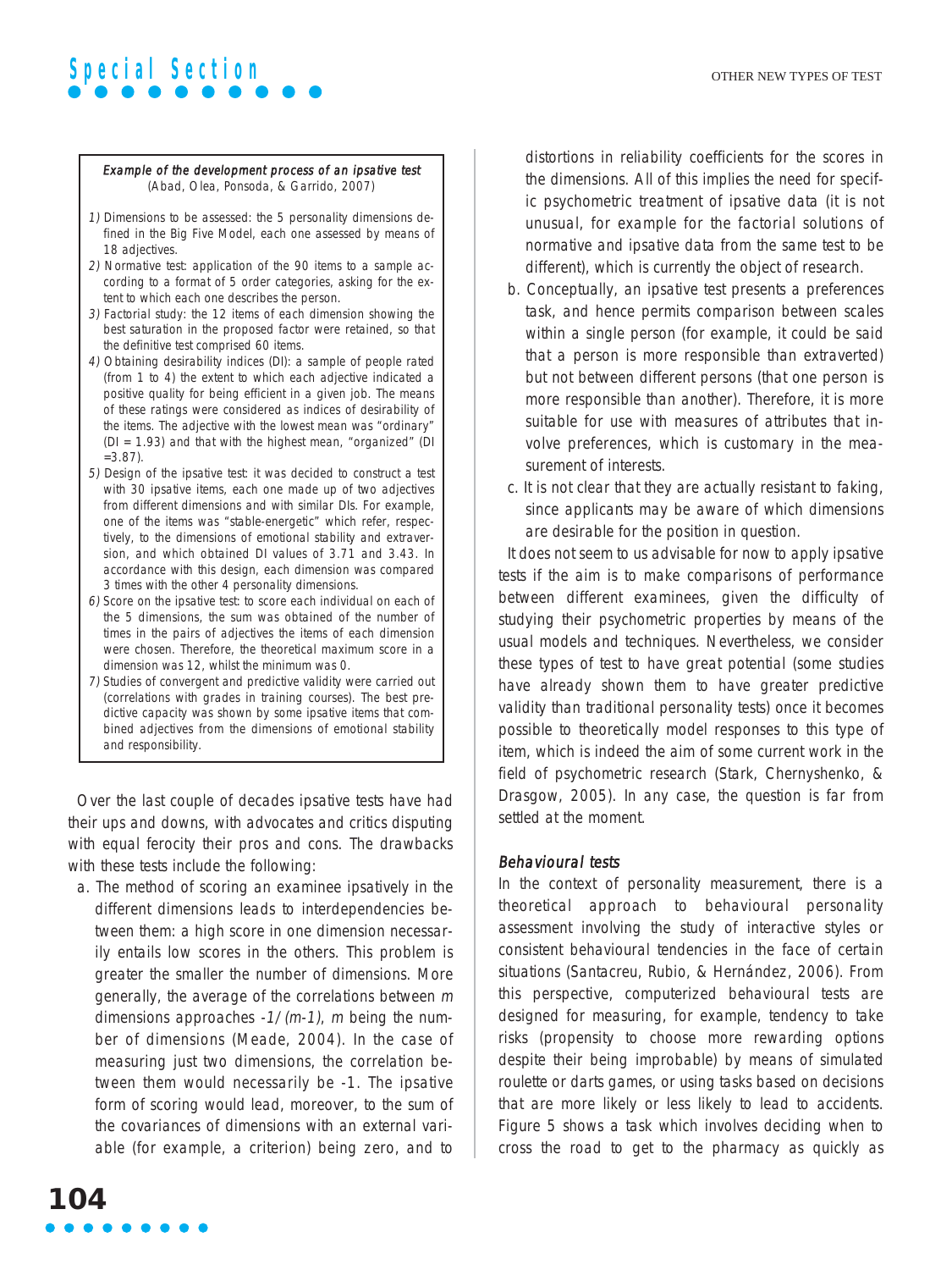*Example of the development process of an ipsative test*
(Abad, Olea, Ponsoda, & Garrido, 2007)

1) Dimensions to be assessed: the 5 personality dimensions defined in the Big Five Model, each one assessed by means of 18 adjectives.
2) Normative test: application of the 90 items to a sample according to a format of 5 order categories, asking for the extent to which each one describes the person.
3) Factorial study: the 12 items of each dimension showing the best saturation in the proposed factor were retained, so that the definitive test comprised 60 items.
4) Obtaining desirability indices (DI): a sample of people rated (from 1 to 4) the extent to which each adjective indicated a positive quality for being efficient in a given job. The means of these ratings were considered as indices of desirability of the items. The adjective with the lowest mean was "ordinary" (DI = 1.93) and that with the highest mean, "organized" (DI =3.87).
5) Design of the ipsative test: it was decided to construct a test with 30 ipsative items, each one made up of two adjectives from different dimensions and with similar DIs. For example, one of the items was "stable-energetic" which refer, respectively, to the dimensions of emotional stability and extraversion, and which obtained DI values of 3.71 and 3.43. In accordance with this design, each dimension was compared 3 times with the other 4 personality dimensions.
6) Score on the ipsative test: to score each individual on each of the 5 dimensions, the sum was obtained of the number of times in the pairs of adjectives the items of each dimension were chosen. Therefore, the theoretical maximum score in a dimension was 12, whilst the minimum was 0.
7) Studies of convergent and predictive validity were carried out (correlations with grades in training courses). The best predictive capacity was shown by some ipsative items that combined adjectives from the dimensions of emotional stability and responsibility.

Over the last couple of decades ipsative tests have had their ups and downs, with advocates and critics disputing with equal ferocity their pros and cons. The drawbacks with these tests include the following:

a. The method of scoring an examinee ipsatively in the different dimensions leads to interdependencies between them: a high score in one dimension necessarily entails low scores in the others. This problem is greater the smaller the number of dimensions. More generally, the average of the correlations between $m$ dimensions approaches $-1/(m-1)$, $m$ being the number of dimensions (Meade, 2004). In the case of measuring just two dimensions, the correlation between them would necessarily be -1. The ipsative form of scoring would lead, moreover, to the sum of the covariances of dimensions with an external variable (for example, a criterion) being zero, and to distortions in reliability coefficients for the scores in the dimensions. All of this implies the need for specific psychometric treatment of ipsative data (it is not unusual, for example for the factorial solutions of normative and ipsative data from the same test to be different), which is currently the object of research.
b. Conceptually, an ipsative test presents a preferences task, and hence permits comparison between scales within a single person (for example, it could be said that a person is more responsible than extraverted) but not between different persons (that one person is more responsible than another). Therefore, it is more suitable for use with measures of attributes that involve preferences, which is customary in the measurement of interests.
c. It is not clear that they are actually resistant to faking, since applicants may be aware of which dimensions are desirable for the position in question.

It does not seem to us advisable for now to apply ipsative tests if the aim is to make comparisons of performance between different examinees, given the difficulty of studying their psychometric properties by means of the usual models and techniques. Nevertheless, we consider these types of test to have great potential (some studies have already shown them to have greater predictive validity than traditional personality tests) once it becomes possible to theoretically model responses to this type of item, which is indeed the aim of some current work in the field of psychometric research (Stark, Chernyshenko, & Drasgow, 2005). In any case, the question is far from settled at the moment.

### *Behavioural tests*

In the context of personality measurement, there is a theoretical approach to behavioural personality assessment involving the study of interactive styles or consistent behavioural tendencies in the face of certain situations (Santacreu, Rubio, & Hernández, 2006). From this perspective, computerized behavioural tests are designed for measuring, for example, tendency to take risks (propensity to choose more rewarding options despite their being improbable) by means of simulated roulette or darts games, or using tasks based on decisions that are more likely or less likely to lead to accidents. Figure 5 shows a task which involves deciding when to cross the road to get to the pharmacy as quickly as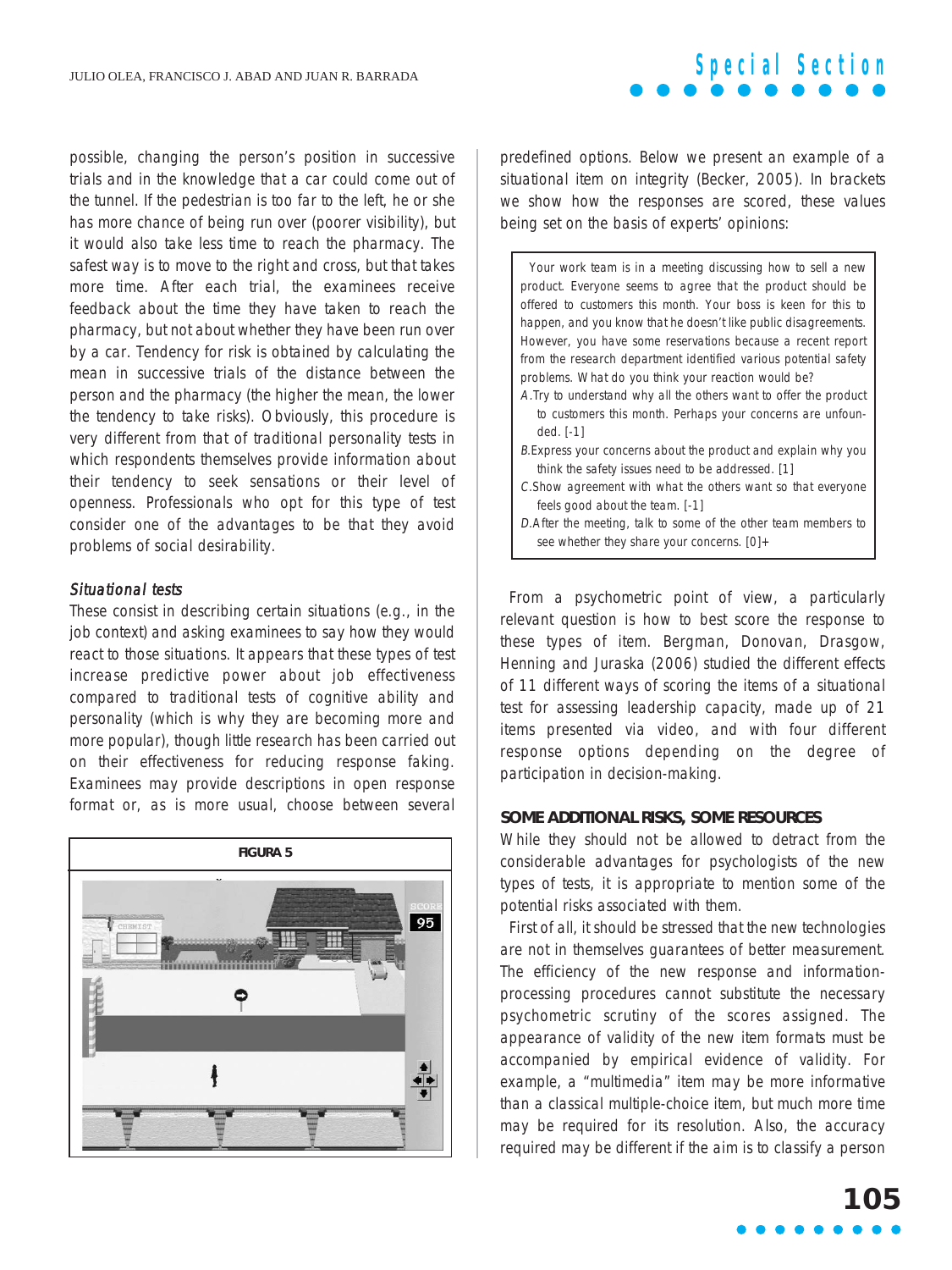possible, changing the person's position in successive trials and in the knowledge that a car could come out of the tunnel. If the pedestrian is too far to the left, he or she has more chance of being run over (poorer visibility), but it would also take less time to reach the pharmacy. The safest way is to move to the right and cross, but that takes more time. After each trial, the examinees receive feedback about the time they have taken to reach the pharmacy, but not about whether they have been run over by a car. Tendency for risk is obtained by calculating the mean in successive trials of the distance between the person and the pharmacy (the higher the mean, the lower the tendency to take risks). Obviously, this procedure is very different from that of traditional personality tests in which respondents themselves provide information about their tendency to seek sensations or their level of openness. Professionals who opt for this type of test consider one of the advantages to be that they avoid problems of social desirability.

### *Situational tests*

These consist in describing certain situations (e.g., in the job context) and asking examinees to say how they would react to those situations. It appears that these types of test increase predictive power about job effectiveness compared to traditional tests of cognitive ability and personality (which is why they are becoming more and more popular), though little research has been carried out on their effectiveness for reducing response faking. Examinees may provide descriptions in open response format or, as is more usual, choose between several predefined options. Below we present an example of a situational item on integrity (Becker, 2005). In brackets we show how the responses are scored, these values being set on the basis of experts' opinions:

> Your work team is in a meeting discussing how to sell a new product. Everyone seems to agree that the product should be offered to customers this month. Your boss is keen for this to happen, and you know that he doesn't like public disagreements. However, you have some reservations because a recent report from the research department identified various potential safety problems. What do you think your reaction would be?
>
> A. Try to understand why all the others want to offer the product to customers this month. Perhaps your concerns are unfounded. [-1]
>
> B. Express your concerns about the product and explain why you think the safety issues need to be addressed. [1]
>
> C. Show agreement with what the others want so that everyone feels good about the team. [-1]
>
> D. After the meeting, talk to some of the other team members to see whether they share your concerns. [0]+

**FIGURA 5**

From a psychometric point of view, a particularly relevant question is how to best score the response to these types of item. Bergman, Donovan, Drasgow, Henning and Juraska (2006) studied the different effects of 11 different ways of scoring the items of a situational test for assessing leadership capacity, made up of 21 items presented via video, and with four different response options depending on the degree of participation in decision-making.

## SOME ADDITIONAL RISKS, SOME RESOURCES

While they should not be allowed to detract from the considerable advantages for psychologists of the new types of tests, it is appropriate to mention some of the potential risks associated with them.

First of all, it should be stressed that the new technologies are not in themselves guarantees of better measurement. The efficiency of the new response and information-processing procedures cannot substitute the necessary psychometric scrutiny of the scores assigned. The appearance of validity of the new item formats must be accompanied by empirical evidence of validity. For example, a "multimedia" item may be more informative than a classical multiple-choice item, but much more time may be required for its resolution. Also, the accuracy required may be different if the aim is to classify a person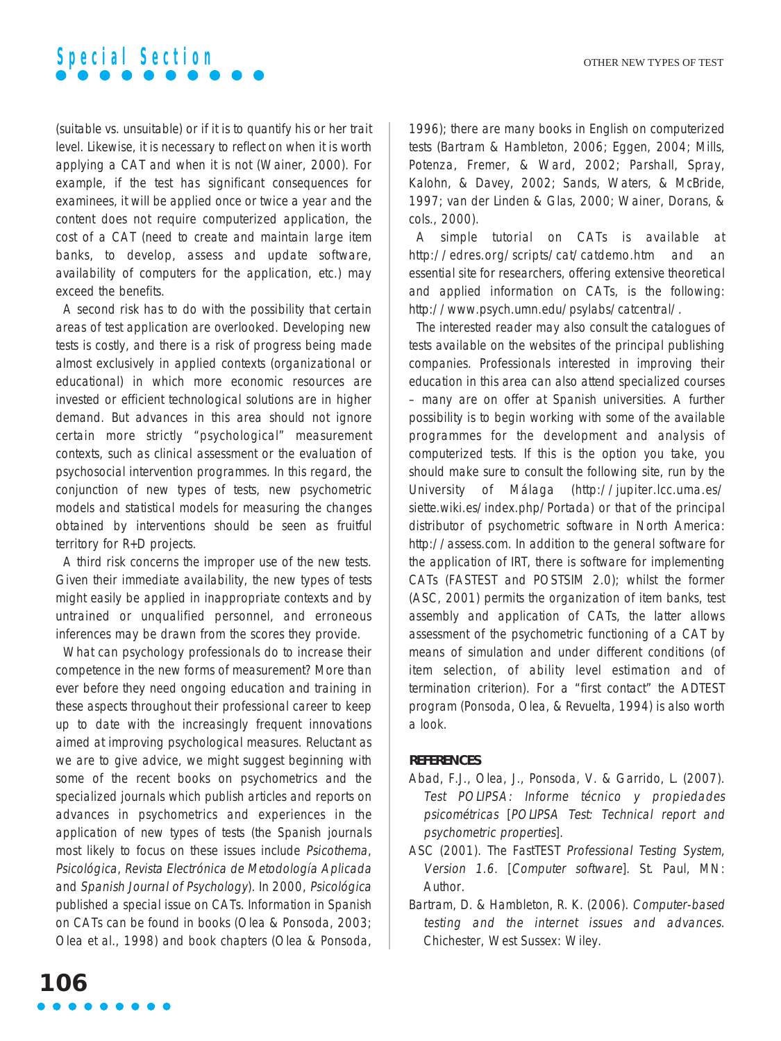(suitable vs. unsuitable) or if it is to quantify his or her trait level. Likewise, it is necessary to reflect on when it is worth applying a CAT and when it is not (Wainer, 2000). For example, if the test has significant consequences for examinees, it will be applied once or twice a year and the content does not require computerized application, the cost of a CAT (need to create and maintain large item banks, to develop, assess and update software, availability of computers for the application, etc.) may exceed the benefits.

A second risk has to do with the possibility that certain areas of test application are overlooked. Developing new tests is costly, and there is a risk of progress being made almost exclusively in applied contexts (organizational or educational) in which more economic resources are invested or efficient technological solutions are in higher demand. But advances in this area should not ignore certain more strictly "psychological" measurement contexts, such as clinical assessment or the evaluation of psychosocial intervention programmes. In this regard, the conjunction of new types of tests, new psychometric models and statistical models for measuring the changes obtained by interventions should be seen as fruitful territory for R+D projects.

A third risk concerns the improper use of the new tests. Given their immediate availability, the new types of tests might easily be applied in inappropriate contexts and by untrained or unqualified personnel, and erroneous inferences may be drawn from the scores they provide.

What can psychology professionals do to increase their competence in the new forms of measurement? More than ever before they need ongoing education and training in these aspects throughout their professional career to keep up to date with the increasingly frequent innovations aimed at improving psychological measures. Reluctant as we are to give advice, we might suggest beginning with some of the recent books on psychometrics and the specialized journals which publish articles and reports on advances in psychometrics and experiences in the application of new types of tests (the Spanish journals most likely to focus on these issues include *Psicothema*, *Psicológica*, *Revista Electrónica de Metodología Aplicada* and *Spanish Journal of Psychology*). In 2000, *Psicológica* published a special issue on CATs. Information in Spanish on CATs can be found in books (Olea & Ponsoda, 2003; Olea et al., 1998) and book chapters (Olea & Ponsoda, 1996); there are many books in English on computerized tests (Bartram & Hambleton, 2006; Eggen, 2004; Mills, Potenza, Fremer, & Ward, 2002; Parshall, Spray, Kalohn, & Davey, 2002; Sands, Waters, & McBride, 1997; van der Linden & Glas, 2000; Wainer, Dorans, & cols., 2000).

A simple tutorial on CATs is available at http://edres.org/scripts/cat/catdemo.htm and an essential site for researchers, offering extensive theoretical and applied information on CATs, is the following: http://www.psych.umn.edu/psylabs/catcentral/.

The interested reader may also consult the catalogues of tests available on the websites of the principal publishing companies. Professionals interested in improving their education in this area can also attend specialized courses – many are on offer at Spanish universities. A further possibility is to begin working with some of the available programmes for the development and analysis of computerized tests. If this is the option you take, you should make sure to consult the following site, run by the University of Málaga (http://jupiter.lcc.uma.es/siette.wiki.es/index.php/Portada) or that of the principal distributor of psychometric software in North America: http://assess.com. In addition to the general software for the application of IRT, there is software for implementing CATs (FASTEST and POSTSIM 2.0); whilst the former (ASC, 2001) permits the organization of item banks, test assembly and application of CATs, the latter allows assessment of the psychometric functioning of a CAT by means of simulation and under different conditions (of item selection, of ability level estimation and of termination criterion). For a "first contact" the ADTEST program (Ponsoda, Olea, & Revuelta, 1994) is also worth a look.

## REFERENCES

Abad, F.J., Olea, J., Ponsoda, V. & Garrido, L. (2007). *Test POLIPSA: Informe técnico y propiedades psicométricas* [*POLIPSA Test: Technical report and psychometric properties*].

ASC (2001). The FastTEST *Professional Testing System, Version 1.6*. [*Computer software*]. St. Paul, MN: Author.

Bartram, D. & Hambleton, R. K. (2006). *Computer-based testing and the internet issues and advances*. Chichester, West Sussex: Wiley.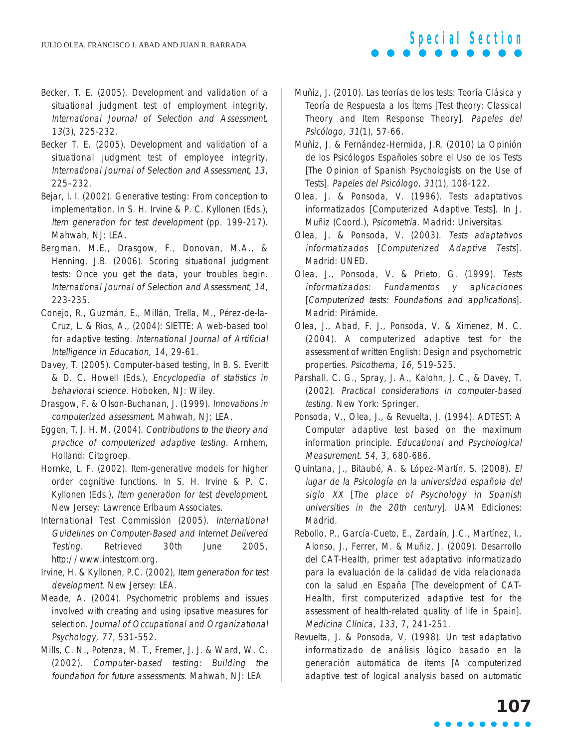Becker, T. E. (2005). Development and validation of a situational judgment test of employment integrity. *International Journal of Selection and Assessment, 13*(3), 225-232.

Becker T. E. (2005). Development and validation of a situational judgment test of employee integrity. *International Journal of Selection and Assessment, 13*, 225–232.

Bejar, I. I. (2002). Generative testing: From conception to implementation. In S. H. Irvine & P. C. Kyllonen (Eds.), *Item generation for test development* (pp. 199-217). Mahwah, NJ: LEA.

Bergman, M.E., Drasgow, F., Donovan, M.A., & Henning, J.B. (2006). Scoring situational judgment tests: Once you get the data, your troubles begin. *International Journal of Selection and Assessment, 14*, 223-235.

Conejo, R., Guzmán, E., Millán, Trella, M., Pérez-de-la-Cruz, L. & Rios, A., (2004): SIETTE: A web-based tool for adaptive testing. *International Journal of Artificial Intelligence in Education, 14*, 29-61.

Davey, T. (2005). Computer-based testing, In B. S. Everitt & D. C. Howell (Eds.), *Encyclopedia of statistics in behavioral science*. Hoboken, NJ: Wiley.

Drasgow, F. & Olson-Buchanan, J. (1999). *Innovations in computerized assessment*. Mahwah, NJ: LEA.

Eggen, T. J. H. M. (2004). *Contributions to the theory and practice of computerized adaptive testing*. Arnhem, Holland: Citogroep.

Hornke, L. F. (2002). Item-generative models for higher order cognitive functions. In S. H. Irvine & P. C. Kyllonen (Eds.), *Item generation for test development*. New Jersey: Lawrence Erlbaum Associates.

International Test Commission (2005). *International Guidelines on Computer-Based and Internet Delivered Testing*. Retrieved 30th June 2005, http://www.intestcom.org.

Irvine, H. & Kyllonen, P.C. (2002), *Item generation for test development*. New Jersey: LEA.

Meade, A. (2004). Psychometric problems and issues involved with creating and using ipsative measures for selection. *Journal of Occupational and Organizational Psychology, 77*, 531-552.

Mills, C. N., Potenza, M. T., Fremer, J. J. & Ward, W. C. (2002). *Computer-based testing: Building the foundation for future assessments*. Mahwah, NJ: LEA

Muñiz, J. (2010). Las teorías de los tests: Teoría Clásica y Teoría de Respuesta a los Ítems [Test theory: Classical Theory and Item Response Theory]. *Papeles del Psicólogo, 31*(1), 57-66.

Muñiz, J. & Fernández-Hermida, J.R. (2010) La Opinión de los Psicólogos Españoles sobre el Uso de los Tests [The Opinion of Spanish Psychologists on the Use of Tests]. *Papeles del Psicólogo, 31*(1), 108-122.

Olea, J. & Ponsoda, V. (1996). Tests adaptativos informatizados [Computerized Adaptive Tests]. In J. Muñiz (Coord.), *Psicometría*. Madrid: Universitas.

Olea, J. & Ponsoda, V. (2003). *Tests adaptativos informatizados* [*Computerized Adaptive Tests*]. Madrid: UNED.

Olea, J., Ponsoda, V. & Prieto, G. (1999). *Tests informatizados: Fundamentos y aplicaciones* [*Computerized tests: Foundations and applications*]. Madrid: Pirámide.

Olea, J., Abad, F. J., Ponsoda, V. & Ximenez, M. C. (2004). A computerized adaptive test for the assessment of written English: Design and psychometric properties. *Psicothema, 16*, 519-525.

Parshall, C. G., Spray, J. A., Kalohn, J. C., & Davey, T. (2002). *Practical considerations in computer-based testing*. New York: Springer.

Ponsoda, V., Olea, J., & Revuelta, J. (1994). ADTEST: A Computer adaptive test based on the maximum information principle. *Educational and Psychological Measurement. 54*, 3, 680-686.

Quintana, J., Bitaubé, A. & López-Martín, S. (2008). *El lugar de la Psicología en la universidad española del siglo XX* [*The place of Psychology in Spanish universities in the 20th century*]. UAM Ediciones: Madrid.

Rebollo, P., García-Cueto, E., Zardaín, J.C., Martínez, I., Alonso, J., Ferrer, M. & Muñiz, J. (2009). Desarrollo del CAT-Health, primer test adaptativo informatizado para la evaluación de la calidad de vida relacionada con la salud en España [The development of CAT-Health, first computerized adaptive test for the assessment of health-related quality of life in Spain]. *Medicina Clínica, 133*, 7, 241-251.

Revuelta, J. & Ponsoda, V. (1998). Un test adaptativo informatizado de análisis lógico basado en la generación automática de ítems [A computerized adaptive test of logical analysis based on automatic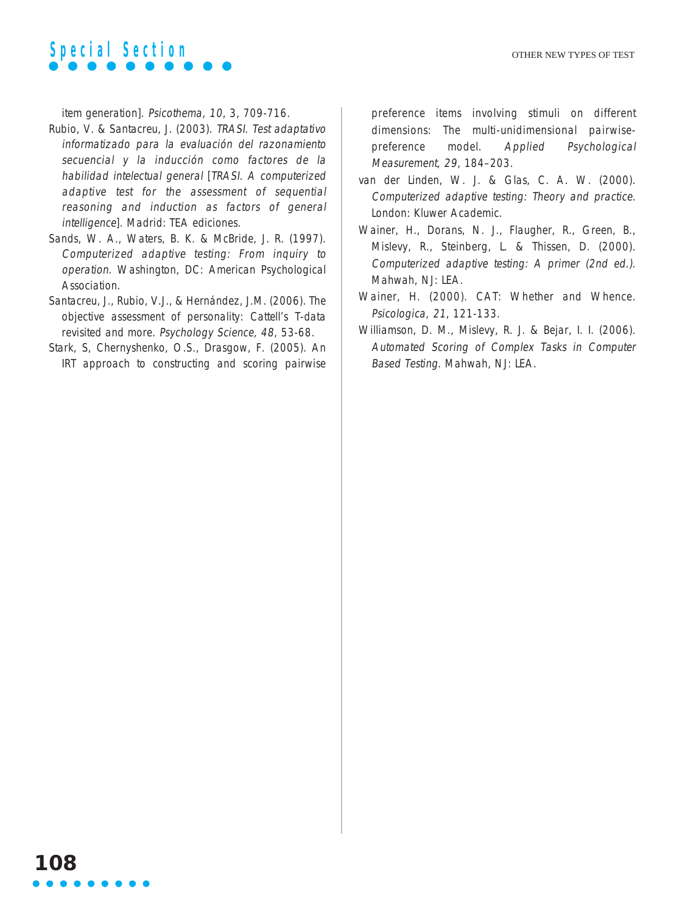item generation]. *Psicothema, 10*, 3, 709-716.

Rubio, V. & Santacreu, J. (2003). *TRASI. Test adaptativo informatizado para la evaluación del razonamiento secuencial y la inducción como factores de la habilidad intelectual general* [*TRASI. A computerized adaptive test for the assessment of sequential reasoning and induction as factors of general intelligence*]. Madrid: TEA ediciones.

Sands, W. A., Waters, B. K. & McBride, J. R. (1997). *Computerized adaptive testing: From inquiry to operation.* Washington, DC: American Psychological Association.

Santacreu, J., Rubio, V.J., & Hernández, J.M. (2006). The objective assessment of personality: Cattell's T-data revisited and more. *Psychology Science, 48*, 53-68.

Stark, S, Chernyshenko, O.S., Drasgow, F. (2005). An IRT approach to constructing and scoring pairwise preference items involving stimuli on different dimensions: The multi-unidimensional pairwise-preference model. *Applied Psychological Measurement, 29*, 184–203.

van der Linden, W. J. & Glas, C. A. W. (2000). *Computerized adaptive testing: Theory and practice*. London: Kluwer Academic.

Wainer, H., Dorans, N. J., Flaugher, R., Green, B., Mislevy, R., Steinberg, L. & Thissen, D. (2000). *Computerized adaptive testing: A primer (2nd ed.)*. Mahwah, NJ: LEA.

Wainer, H. (2000). CAT: Whether and Whence. *Psicologica, 21*, 121-133.

Williamson, D. M., Mislevy, R. J. & Bejar, I. I. (2006). *Automated Scoring of Complex Tasks in Computer Based Testing*. Mahwah, NJ: LEA.